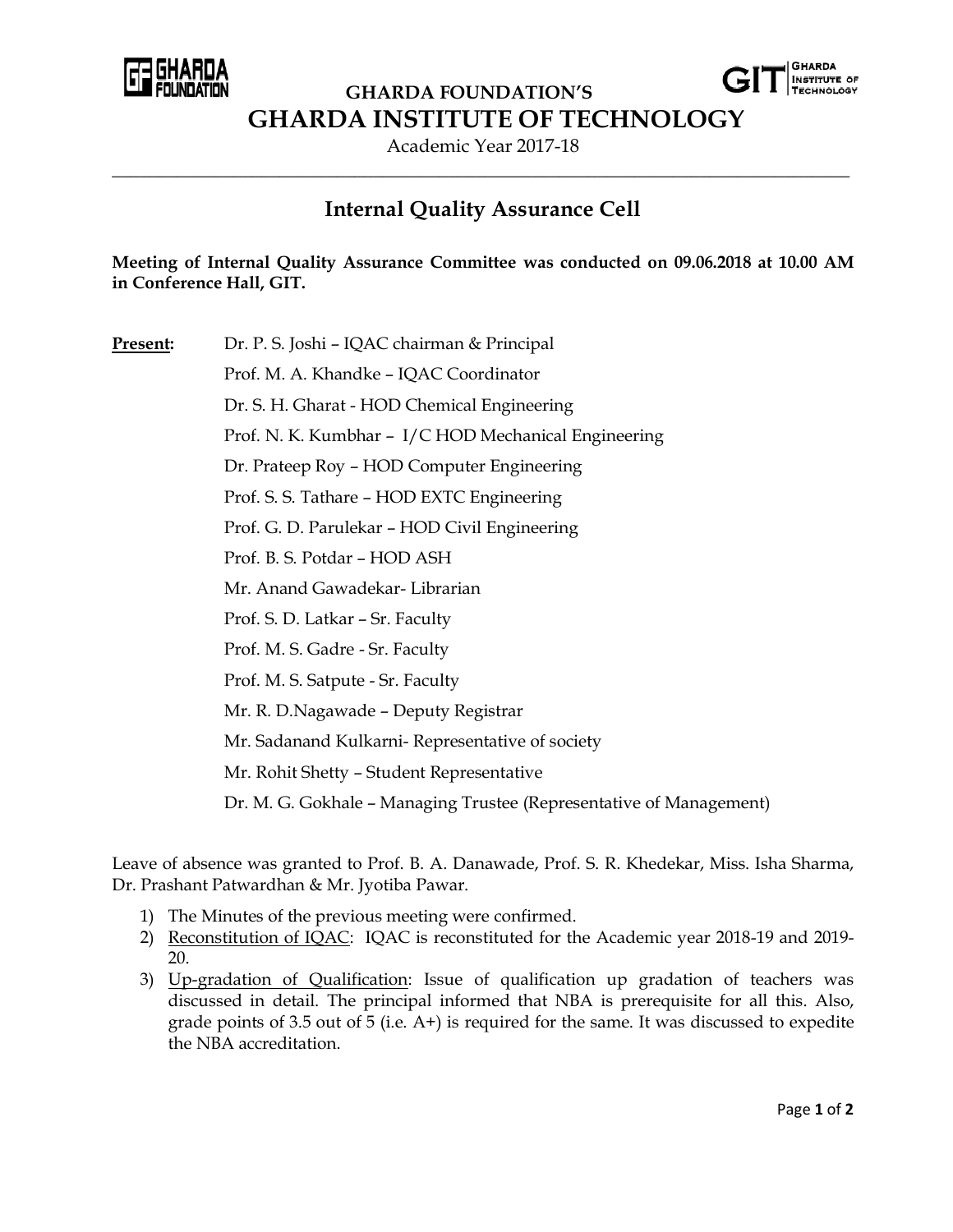GHARDA FOUNDATION'S

# GHARDA INSTITUTE OF TECHNOLOGY

Academic Year 2017-18

## Internal Quality Assurance Cell

**Meeting of Internal Quality Assurance Committee was conducted on 09.06.2018 at 10.00 AM in Conference Hall, GIT.**

**Present:**

Dr. P. S. Joshi – IQAC chairman & Principal
Prof. M. A. Khandke – IQAC Coordinator
Dr. S. H. Gharat - HOD Chemical Engineering
Prof. N. K. Kumbhar – I/C HOD Mechanical Engineering
Dr. Prateep Roy – HOD Computer Engineering
Prof. S. S. Tathare – HOD EXTC Engineering
Prof. G. D. Parulekar – HOD Civil Engineering
Prof. B. S. Potdar – HOD ASH
Mr. Anand Gawadekar- Librarian
Prof. S. D. Latkar – Sr. Faculty
Prof. M. S. Gadre - Sr. Faculty
Prof. M. S. Satpute - Sr. Faculty
Mr. R. D.Nagawade – Deputy Registrar
Mr. Sadanand Kulkarni- Representative of society
Mr. Rohit Shetty – Student Representative
Dr. M. G. Gokhale – Managing Trustee (Representative of Management)

Leave of absence was granted to Prof. B. A. Danawade, Prof. S. R. Khedekar, Miss. Isha Sharma, Dr. Prashant Patwardhan & Mr. Jyotiba Pawar.

1) The Minutes of the previous meeting were confirmed.
2) Reconstitution of IQAC: IQAC is reconstituted for the Academic year 2018-19 and 2019-20.
3) Up-gradation of Qualification: Issue of qualification up gradation of teachers was discussed in detail. The principal informed that NBA is prerequisite for all this. Also, grade points of 3.5 out of 5 (i.e. A+) is required for the same. It was discussed to expedite the NBA accreditation.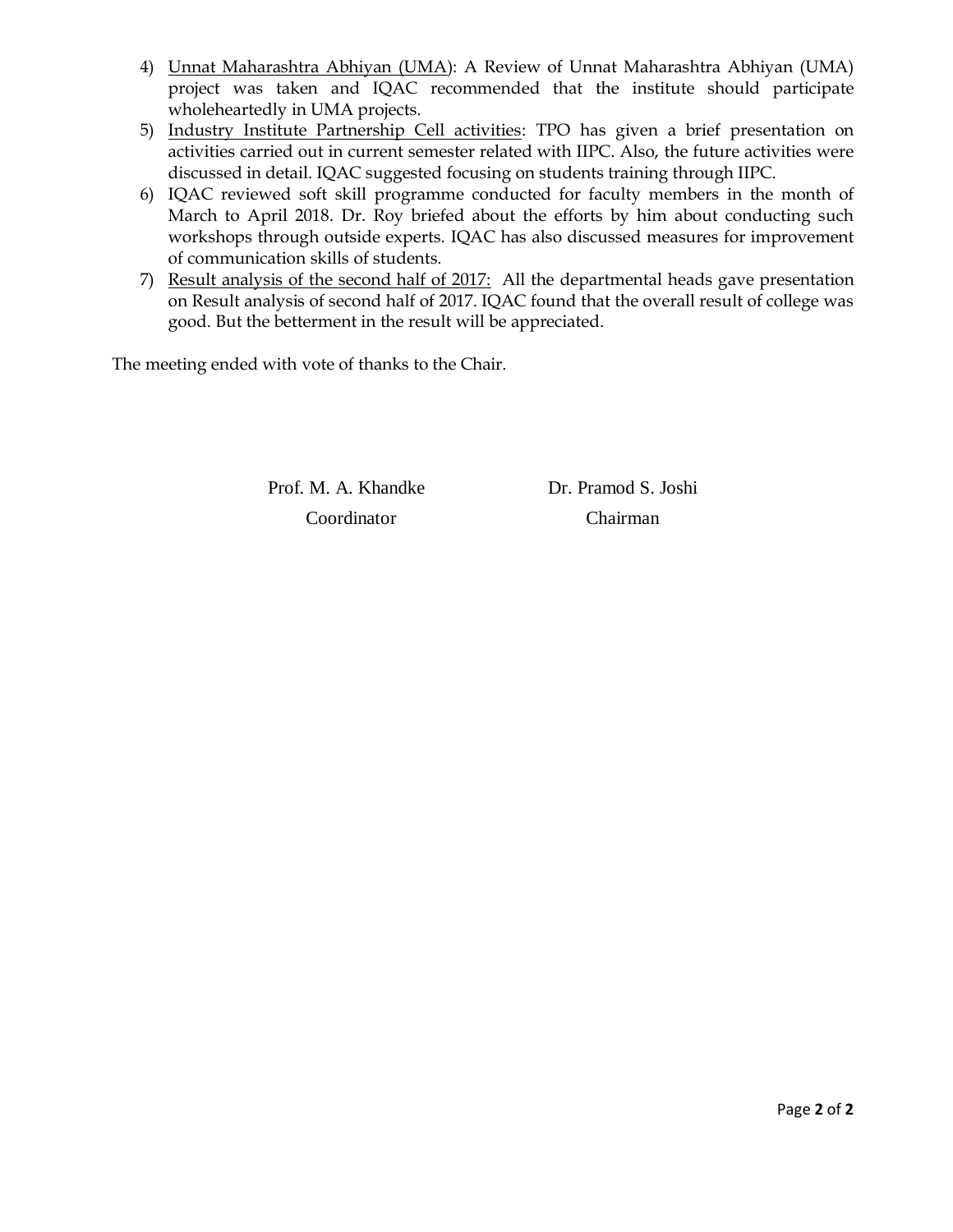4) <u>Unnat Maharashtra Abhiyan (UMA)</u>: A Review of Unnat Maharashtra Abhiyan (UMA) project was taken and IQAC recommended that the institute should participate wholeheartedly in UMA projects.
5) <u>Industry Institute Partnership Cell activities</u>: TPO has given a brief presentation on activities carried out in current semester related with IIPC. Also, the future activities were discussed in detail. IQAC suggested focusing on students training through IIPC.
6) IQAC reviewed soft skill programme conducted for faculty members in the month of March to April 2018. Dr. Roy briefed about the efforts by him about conducting such workshops through outside experts. IQAC has also discussed measures for improvement of communication skills of students.
7) <u>Result analysis of the second half of 2017:</u> All the departmental heads gave presentation on Result analysis of second half of 2017. IQAC found that the overall result of college was good. But the betterment in the result will be appreciated.

The meeting ended with vote of thanks to the Chair.

Prof. M. A. Khandke
Coordinator

Dr. Pramod S. Joshi
Chairman